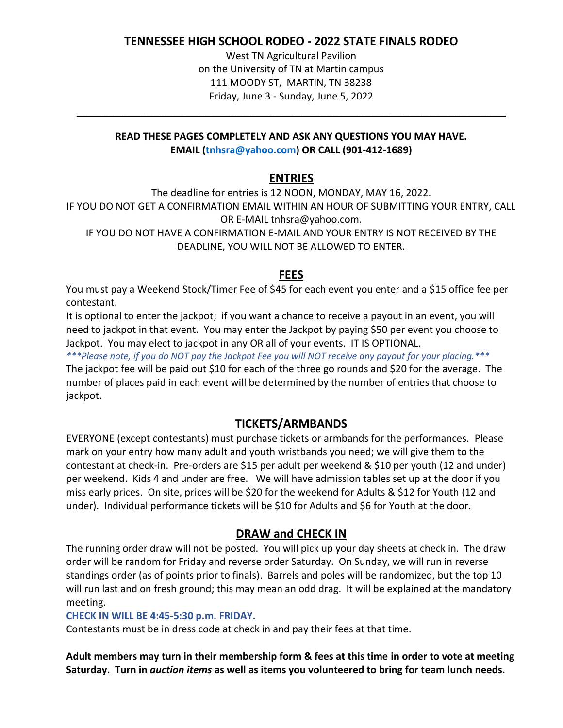# TENNESSEE HIGH SCHOOL RODEO - 2022 STATE FINALS RODEO

West TN Agricultural Pavilion
on the University of TN at Martin campus
111 MOODY ST, MARTIN, TN 38238
Friday, June 3 - Sunday, June 5, 2022

---

**READ THESE PAGES COMPLETELY AND ASK ANY QUESTIONS YOU MAY HAVE.**
**EMAIL (tnhsra@yahoo.com) OR CALL (901-412-1689)**

## ENTRIES

The deadline for entries is 12 NOON, MONDAY, MAY 16, 2022.
IF YOU DO NOT GET A CONFIRMATION EMAIL WITHIN AN HOUR OF SUBMITTING YOUR ENTRY, CALL OR E-MAIL tnhsra@yahoo.com.
IF YOU DO NOT HAVE A CONFIRMATION E-MAIL AND YOUR ENTRY IS NOT RECEIVED BY THE DEADLINE, YOU WILL NOT BE ALLOWED TO ENTER.

## FEES

You must pay a Weekend Stock/Timer Fee of $45 for each event you enter and a $15 office fee per contestant.

It is optional to enter the jackpot; if you want a chance to receive a payout in an event, you will need to jackpot in that event. You may enter the Jackpot by paying $50 per event you choose to Jackpot. You may elect to jackpot in any OR all of your events. IT IS OPTIONAL.

****Please note, if you do NOT pay the Jackpot Fee you will NOT receive any payout for your placing.****

The jackpot fee will be paid out $10 for each of the three go rounds and $20 for the average. The number of places paid in each event will be determined by the number of entries that choose to jackpot.

## TICKETS/ARMBANDS

EVERYONE (except contestants) must purchase tickets or armbands for the performances. Please mark on your entry how many adult and youth wristbands you need; we will give them to the contestant at check-in. Pre-orders are $15 per adult per weekend & $10 per youth (12 and under) per weekend. Kids 4 and under are free. We will have admission tables set up at the door if you miss early prices. On site, prices will be $20 for the weekend for Adults & $12 for Youth (12 and under). Individual performance tickets will be $10 for Adults and $6 for Youth at the door.

## DRAW and CHECK IN

The running order draw will not be posted. You will pick up your day sheets at check in. The draw order will be random for Friday and reverse order Saturday. On Sunday, we will run in reverse standings order (as of points prior to finals). Barrels and poles will be randomized, but the top 10 will run last and on fresh ground; this may mean an odd drag. It will be explained at the mandatory meeting.

**CHECK IN WILL BE 4:45-5:30 p.m. FRIDAY.**

Contestants must be in dress code at check in and pay their fees at that time.

**Adult members may turn in their membership form & fees at this time in order to vote at meeting Saturday. Turn in *auction items* as well as items you volunteered to bring for team lunch needs.**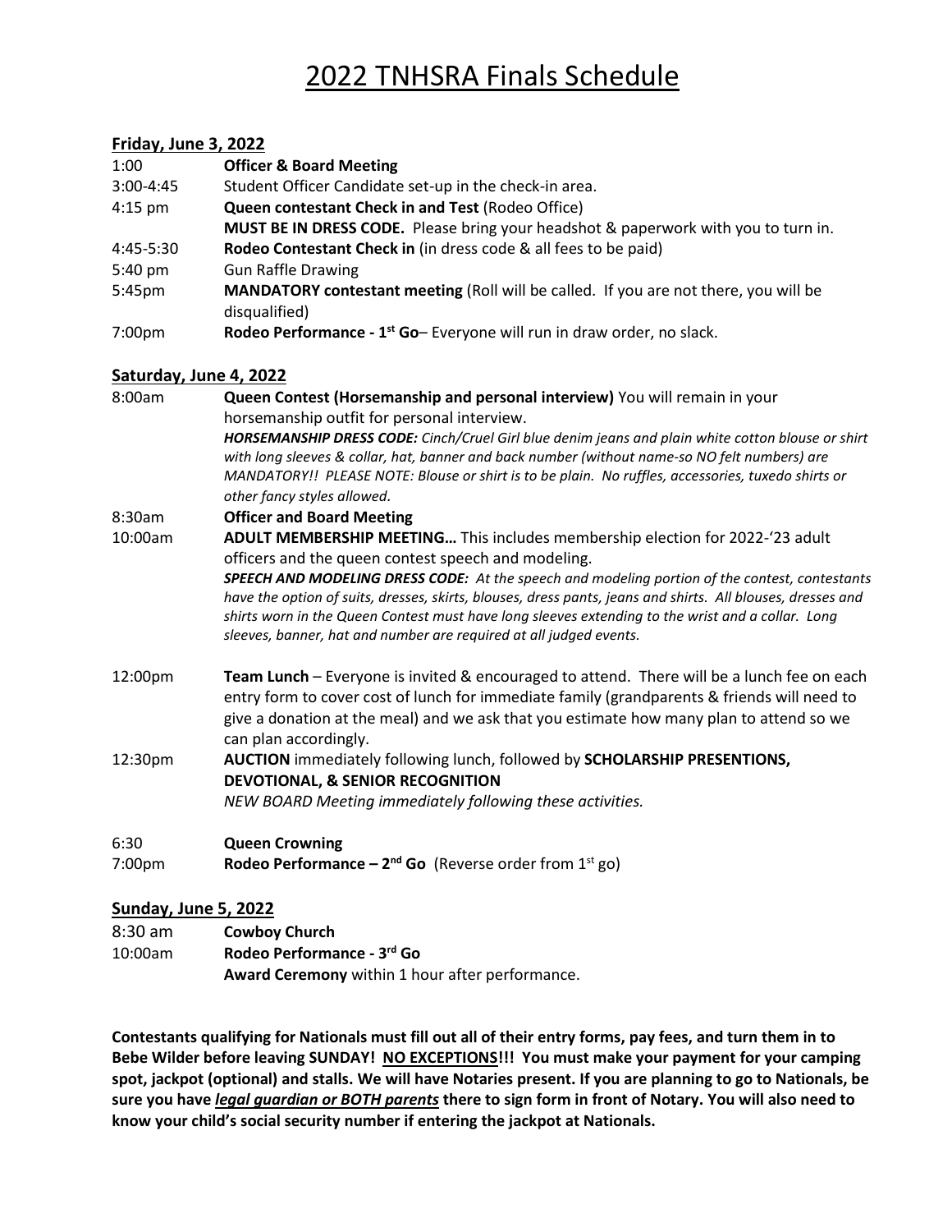# 2022 TNHSRA Finals Schedule

## Friday, June 3, 2022

| | |
|---|---|
| 1:00 | **Officer & Board Meeting** |
| 3:00-4:45 | Student Officer Candidate set-up in the check-in area. |
| 4:15 pm | **Queen contestant Check in and Test** (Rodeo Office) **MUST BE IN DRESS CODE.** Please bring your headshot & paperwork with you to turn in. |
| 4:45-5:30 | **Rodeo Contestant Check in** (in dress code & all fees to be paid) |
| 5:40 pm | Gun Raffle Drawing |
| 5:45pm | **MANDATORY contestant meeting** (Roll will be called. If you are not there, you will be disqualified) |
| 7:00pm | **Rodeo Performance - 1st Go**– Everyone will run in draw order, no slack. |

## Saturday, June 4, 2022

| | |
|---|---|
| 8:00am | **Queen Contest (Horsemanship and personal interview)** You will remain in your horsemanship outfit for personal interview. ***HORSEMANSHIP DRESS CODE:*** *Cinch/Cruel Girl blue denim jeans and plain white cotton blouse or shirt with long sleeves & collar, hat, banner and back number (without name-so NO felt numbers) are MANDATORY!! PLEASE NOTE: Blouse or shirt is to be plain. No ruffles, accessories, tuxedo shirts or other fancy styles allowed.* |
| 8:30am | **Officer and Board Meeting** |
| 10:00am | **ADULT MEMBERSHIP MEETING…** This includes membership election for 2022-'23 adult officers and the queen contest speech and modeling. ***SPEECH AND MODELING DRESS CODE:*** *At the speech and modeling portion of the contest, contestants have the option of suits, dresses, skirts, blouses, dress pants, jeans and shirts. All blouses, dresses and shirts worn in the Queen Contest must have long sleeves extending to the wrist and a collar. Long sleeves, banner, hat and number are required at all judged events.* |
| 12:00pm | **Team Lunch** – Everyone is invited & encouraged to attend. There will be a lunch fee on each entry form to cover cost of lunch for immediate family (grandparents & friends will need to give a donation at the meal) and we ask that you estimate how many plan to attend so we can plan accordingly. |
| 12:30pm | **AUCTION** immediately following lunch, followed by **SCHOLARSHIP PRESENTIONS, DEVOTIONAL, & SENIOR RECOGNITION** *NEW BOARD Meeting immediately following these activities.* |
| 6:30 | **Queen Crowning** |
| 7:00pm | **Rodeo Performance – 2nd Go** (Reverse order from 1st go) |

## Sunday, June 5, 2022

| | |
|---|---|
| 8:30 am | **Cowboy Church** |
| 10:00am | **Rodeo Performance - 3rd Go** **Award Ceremony** within 1 hour after performance. |

**Contestants qualifying for Nationals must fill out all of their entry forms, pay fees, and turn them in to Bebe Wilder before leaving SUNDAY! <u>NO EXCEPTIONS</u>!!! You must make your payment for your camping spot, jackpot (optional) and stalls. We will have Notaries present. If you are planning to go to Nationals, be sure you have *<u>legal guardian or BOTH parents</u>* there to sign form in front of Notary. You will also need to know your child's social security number if entering the jackpot at Nationals.**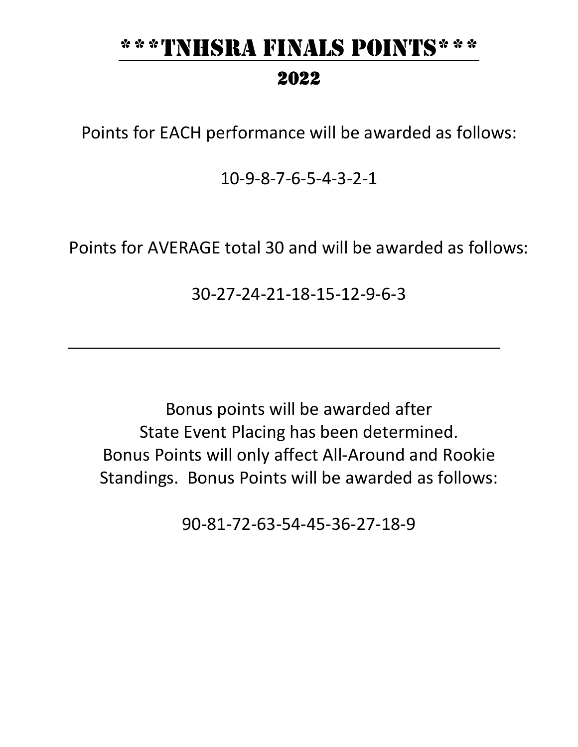# ***TNHSRA FINALS POINTS***

## 2022

Points for EACH performance will be awarded as follows:

10-9-8-7-6-5-4-3-2-1

Points for AVERAGE total 30 and will be awarded as follows:

30-27-24-21-18-15-12-9-6-3

---

Bonus points will be awarded after State Event Placing has been determined. Bonus Points will only affect All-Around and Rookie Standings. Bonus Points will be awarded as follows:

90-81-72-63-54-45-36-27-18-9